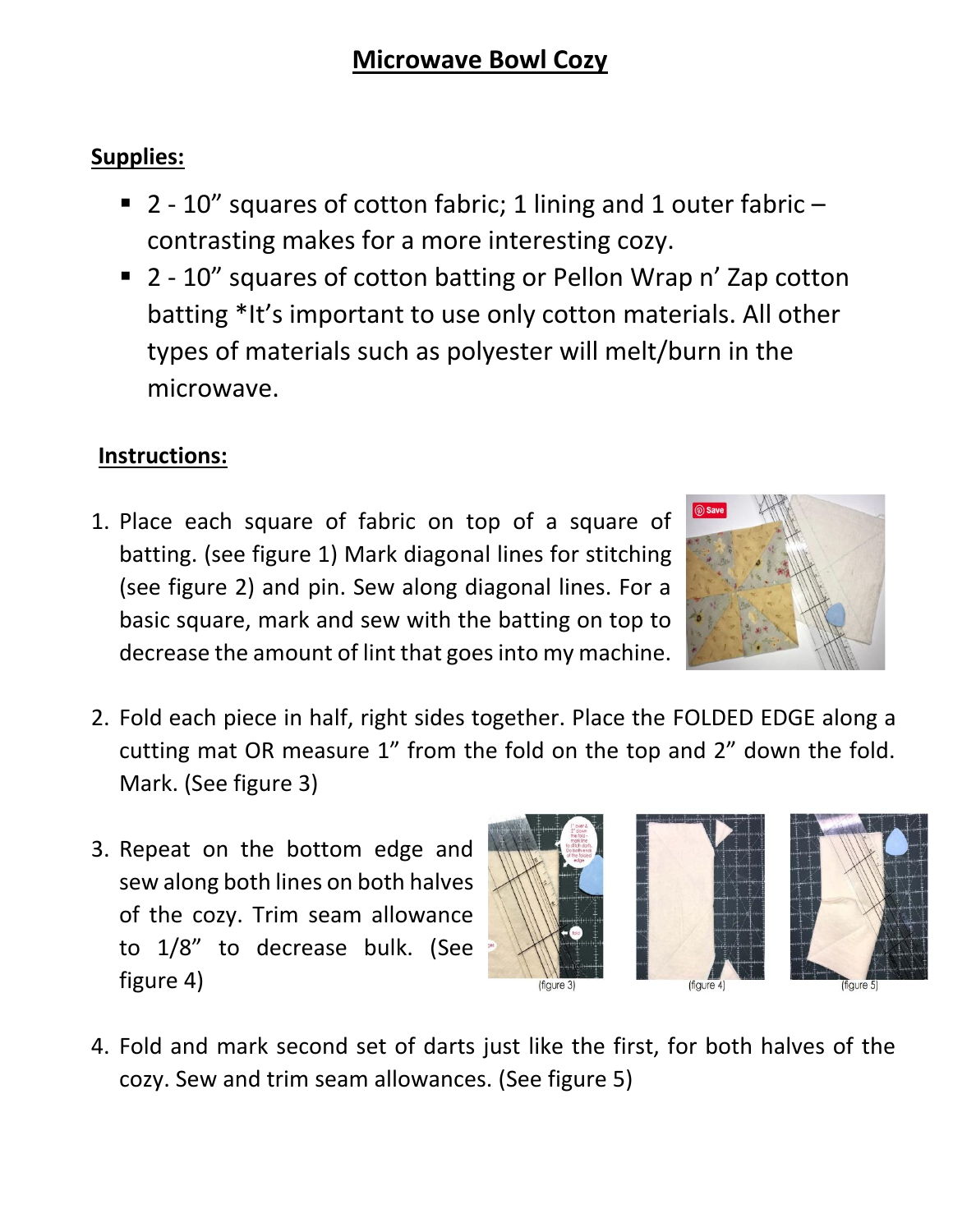# Microwave Bowl Cozy

**Supplies:**

- 2 - 10" squares of cotton fabric; 1 lining and 1 outer fabric – contrasting makes for a more interesting cozy.
- 2 - 10" squares of cotton batting or Pellon Wrap n' Zap cotton batting *It's important to use only cotton materials. All other types of materials such as polyester will melt/burn in the microwave.

**Instructions:**

1. Place each square of fabric on top of a square of batting. (see figure 1) Mark diagonal lines for stitching (see figure 2) and pin. Sew along diagonal lines. For a basic square, mark and sew with the batting on top to decrease the amount of lint that goes into my machine.
2. Fold each piece in half, right sides together. Place the FOLDED EDGE along a cutting mat OR measure 1" from the fold on the top and 2" down the fold. Mark. (See figure 3)
3. Repeat on the bottom edge and sew along both lines on both halves of the cozy. Trim seam allowance to 1/8" to decrease bulk. (See figure 4)

(figure 3) (figure 4) (figure 5)

4. Fold and mark second set of darts just like the first, for both halves of the cozy. Sew and trim seam allowances. (See figure 5)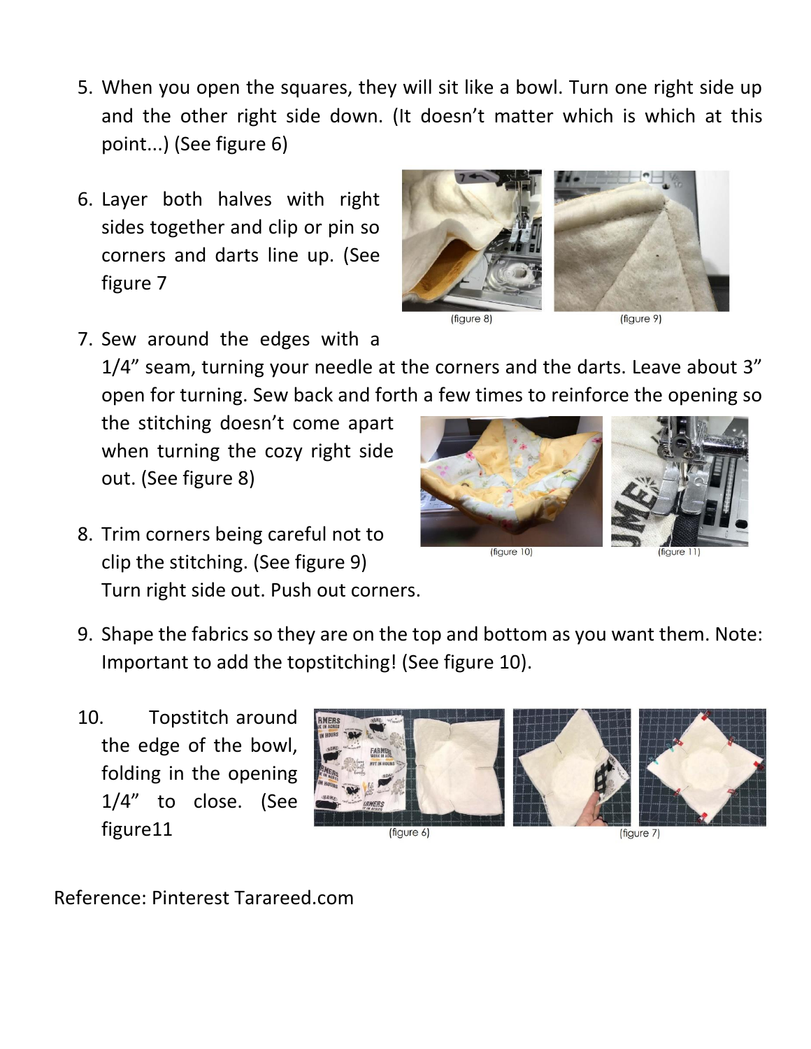5. When you open the squares, they will sit like a bowl. Turn one right side up and the other right side down. (It doesn't matter which is which at this point...) (See figure 6)

6. Layer both halves with right sides together and clip or pin so corners and darts line up. (See figure 7

7. Sew around the edges with a 1/4" seam, turning your needle at the corners and the darts. Leave about 3" open for turning. Sew back and forth a few times to reinforce the opening so the stitching doesn't come apart when turning the cozy right side out. (See figure 8)

8. Trim corners being careful not to clip the stitching. (See figure 9)
   Turn right side out. Push out corners.

9. Shape the fabrics so they are on the top and bottom as you want them. Note: Important to add the topstitching! (See figure 10).

10. Topstitch around the edge of the bowl, folding in the opening 1/4" to close. (See figure11

(figure 8)

(figure 9)

(figure 10)

(figure 11)

(figure 6)

(figure 7)

Reference: Pinterest Tarareed.com